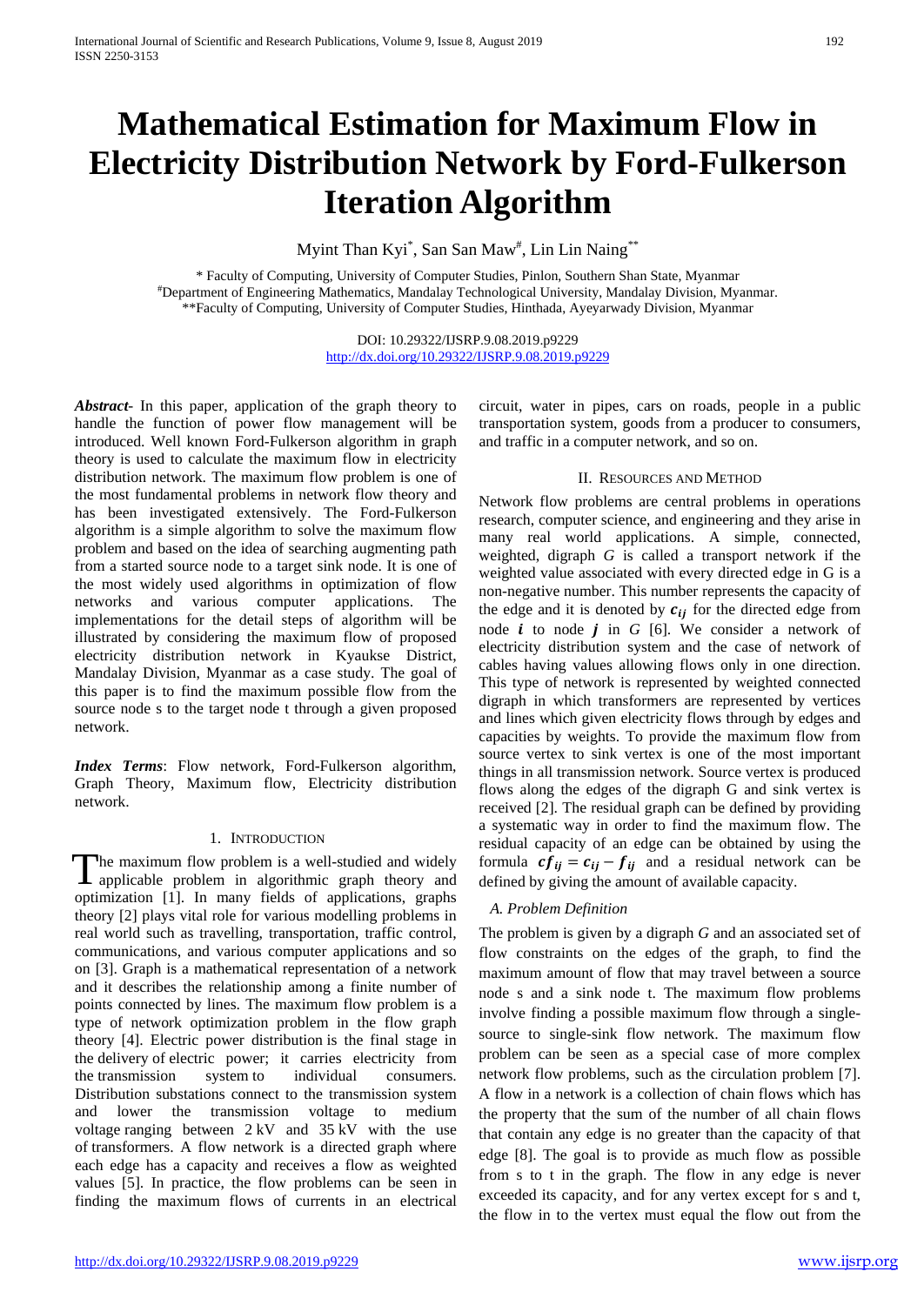# Mathematical Estimation for Maximum Flow in Electricity Distribution Network by Ford-Fulkerson Iteration Algorithm

Myint Than Kyi[*], San San Maw[#], Lin Lin Naing[**]

[*] Faculty of Computing, University of Computer Studies, Pinlon, Southern Shan State, Myanmar
[#]Department of Engineering Mathematics, Mandalay Technological University, Mandalay Division, Myanmar.
[**]Faculty of Computing, University of Computer Studies, Hinthada, Ayeyarwady Division, Myanmar

DOI: 10.29322/IJSRP.9.08.2019.p9229
http://dx.doi.org/10.29322/IJSRP.9.08.2019.p9229

***Abstract***- In this paper, application of the graph theory to handle the function of power flow management will be introduced. Well known Ford-Fulkerson algorithm in graph theory is used to calculate the maximum flow in electricity distribution network. The maximum flow problem is one of the most fundamental problems in network flow theory and has been investigated extensively. The Ford-Fulkerson algorithm is a simple algorithm to solve the maximum flow problem and based on the idea of searching augmenting path from a started source node to a target sink node. It is one of the most widely used algorithms in optimization of flow networks and various computer applications. The implementations for the detail steps of algorithm will be illustrated by considering the maximum flow of proposed electricity distribution network in Kyaukse District, Mandalay Division, Myanmar as a case study. The goal of this paper is to find the maximum possible flow from the source node s to the target node t through a given proposed network.

***Index Terms***: Flow network, Ford-Fulkerson algorithm, Graph Theory, Maximum flow, Electricity distribution network.

## 1. Introduction

The maximum flow problem is a well-studied and widely applicable problem in algorithmic graph theory and optimization [1]. In many fields of applications, graphs theory [2] plays vital role for various modelling problems in real world such as travelling, transportation, traffic control, communications, and various computer applications and so on [3]. Graph is a mathematical representation of a network and it describes the relationship among a finite number of points connected by lines. The maximum flow problem is a type of network optimization problem in the flow graph theory [4]. Electric power distribution is the final stage in the delivery of electric power; it carries electricity from the transmission system to individual consumers. Distribution substations connect to the transmission system and lower the transmission voltage to medium voltage ranging between 2 kV and 35 kV with the use of transformers. A flow network is a directed graph where each edge has a capacity and receives a flow as weighted values [5]. In practice, the flow problems can be seen in finding the maximum flows of currents in an electrical circuit, water in pipes, cars on roads, people in a public transportation system, goods from a producer to consumers, and traffic in a computer network, and so on.

## II. Resources and Method

Network flow problems are central problems in operations research, computer science, and engineering and they arise in many real world applications. A simple, connected, weighted, digraph *G* is called a transport network if the weighted value associated with every directed edge in G is a non-negative number. This number represents the capacity of the edge and it is denoted by $c_{ij}$ for the directed edge from node $i$ to node $j$ in *G* [6]. We consider a network of electricity distribution system and the case of network of cables having values allowing flows only in one direction. This type of network is represented by weighted connected digraph in which transformers are represented by vertices and lines which given electricity flows through by edges and capacities by weights. To provide the maximum flow from source vertex to sink vertex is one of the most important things in all transmission network. Source vertex is produced flows along the edges of the digraph G and sink vertex is received [2]. The residual graph can be defined by providing a systematic way in order to find the maximum flow. The residual capacity of an edge can be obtained by using the formula $cf_{ij} = c_{ij} - f_{ij}$ and a residual network can be defined by giving the amount of available capacity.

### *A. Problem Definition*

The problem is given by a digraph *G* and an associated set of flow constraints on the edges of the graph, to find the maximum amount of flow that may travel between a source node s and a sink node t. The maximum flow problems involve finding a possible maximum flow through a single-source to single-sink flow network. The maximum flow problem can be seen as a special case of more complex network flow problems, such as the circulation problem [7]. A flow in a network is a collection of chain flows which has the property that the sum of the number of all chain flows that contain any edge is no greater than the capacity of that edge [8]. The goal is to provide as much flow as possible from s to t in the graph. The flow in any edge is never exceeded its capacity, and for any vertex except for s and t, the flow in to the vertex must equal the flow out from the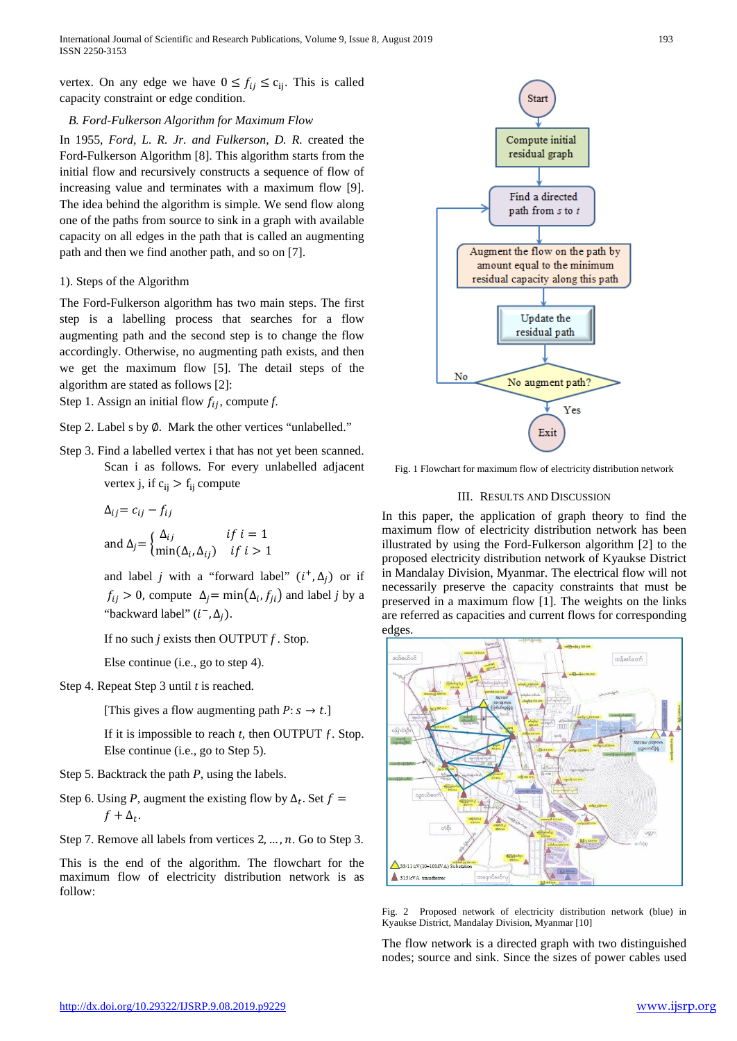vertex. On any edge we have $0 \leq f_{ij} \leq c_{ij}$. This is called capacity constraint or edge condition.

### B. Ford-Fulkerson Algorithm for Maximum Flow

In 1955, *Ford, L. R. Jr. and Fulkerson, D. R.* created the Ford-Fulkerson Algorithm [8]. This algorithm starts from the initial flow and recursively constructs a sequence of flow of increasing value and terminates with a maximum flow [9]. The idea behind the algorithm is simple. We send flow along one of the paths from source to sink in a graph with available capacity on all edges in the path that is called an augmenting path and then we find another path, and so on [7].

1). Steps of the Algorithm

The Ford-Fulkerson algorithm has two main steps. The first step is a labelling process that searches for a flow augmenting path and the second step is to change the flow accordingly. Otherwise, no augmenting path exists, and then we get the maximum flow [5]. The detail steps of the algorithm are stated as follows [2]:

Step 1. Assign an initial flow $f_{ij}$, compute $f$.

Step 2. Label s by $\emptyset$. Mark the other vertices "unlabelled."

Step 3. Find a labelled vertex i that has not yet been scanned. Scan i as follows. For every unlabelled adjacent vertex j, if $c_{ij} > f_{ij}$ compute

$$\Delta_{ij} = c_{ij} - f_{ij}$$

and $\Delta_j = \begin{cases} \Delta_{ij} & if\ i = 1 \\ \min(\Delta_i, \Delta_{ij}) & if\ i > 1 \end{cases}$

and label $j$ with a "forward label" $(i^+, \Delta_j)$ or if $f_{ij} > 0$, compute $\Delta_j = \min(\Delta_i, f_{ji})$ and label $j$ by a "backward label" $(i^-, \Delta_j)$.

If no such $j$ exists then OUTPUT $f$. Stop.

Else continue (i.e., go to step 4).

Step 4. Repeat Step 3 until $t$ is reached.

[This gives a flow augmenting path $P: s \to t$.]

If it is impossible to reach $t$, then OUTPUT $f$. Stop. Else continue (i.e., go to Step 5).

Step 5. Backtrack the path $P$, using the labels.

Step 6. Using $P$, augment the existing flow by $\Delta_t$. Set $f = f + \Delta_t$.

Step 7. Remove all labels from vertices $2, \ldots, n$. Go to Step 3.

This is the end of the algorithm. The flowchart for the maximum flow of electricity distribution network is as follow:

Fig. 1 Flowchart for maximum flow of electricity distribution network

## III. Results and Discussion

In this paper, the application of graph theory to find the maximum flow of electricity distribution network has been illustrated by using the Ford-Fulkerson algorithm [2] to the proposed electricity distribution network of Kyaukse District in Mandalay Division, Myanmar. The electrical flow will not necessarily preserve the capacity constraints that must be preserved in a maximum flow [1]. The weights on the links are referred as capacities and current flows for corresponding edges.

Fig. 2 Proposed network of electricity distribution network (blue) in Kyaukse District, Mandalay Division, Myanmar [10]

The flow network is a directed graph with two distinguished nodes; source and sink. Since the sizes of power cables used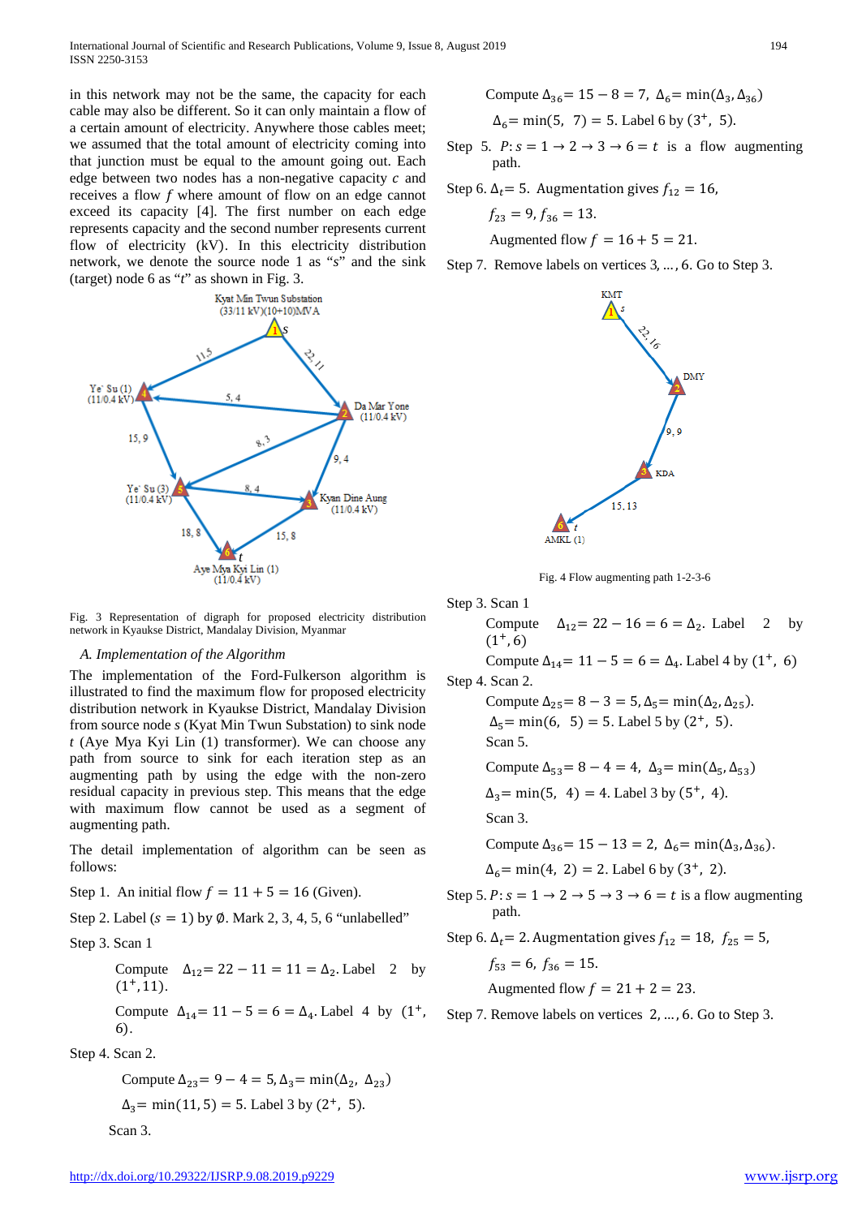in this network may not be the same, the capacity for each cable may also be different. So it can only maintain a flow of a certain amount of electricity. Anywhere those cables meet; we assumed that the total amount of electricity coming into that junction must be equal to the amount going out. Each edge between two nodes has a non-negative capacity $c$ and receives a flow $f$ where amount of flow on an edge cannot exceed its capacity [4]. The first number on each edge represents capacity and the second number represents current flow of electricity (kV). In this electricity distribution network, we denote the source node 1 as "$s$" and the sink (target) node 6 as "$t$" as shown in Fig. 3.

Fig. 3 Representation of digraph for proposed electricity distribution network in Kyaukse District, Mandalay Division, Myanmar

### A. Implementation of the Algorithm

The implementation of the Ford-Fulkerson algorithm is illustrated to find the maximum flow for proposed electricity distribution network in Kyaukse District, Mandalay Division from source node $s$ (Kyat Min Twun Substation) to sink node $t$ (Aye Mya Kyi Lin (1) transformer). We can choose any path from source to sink for each iteration step as an augmenting path by using the edge with the non-zero residual capacity in previous step. This means that the edge with maximum flow cannot be used as a segment of augmenting path.

The detail implementation of algorithm can be seen as follows:

Step 1. An initial flow $f = 11 + 5 = 16$ (Given).

Step 2. Label $(s = 1)$ by $\emptyset$. Mark 2, 3, 4, 5, 6 "unlabelled"

Step 3. Scan 1

Compute $\Delta_{12} = 22 - 11 = 11 = \Delta_2$. Label 2 by $(1^+, 11)$.

Compute $\Delta_{14} = 11 - 5 = 6 = \Delta_4$. Label 4 by $(1^+, 6)$.

Step 4. Scan 2.

Compute $\Delta_{23} = 9 - 4 = 5, \Delta_3 = \min(\Delta_2, \Delta_{23})$

$\Delta_3 = \min(11, 5) = 5$. Label 3 by $(2^+, 5)$.

Scan 3.

Compute $\Delta_{36} = 15 - 8 = 7,\ \Delta_6 = \min(\Delta_3, \Delta_{36})$

$\Delta_6 = \min(5, 7) = 5$. Label 6 by $(3^+, 5)$.

Step 5. $P: s = 1 \to 2 \to 3 \to 6 = t$ is a flow augmenting path.

Step 6. $\Delta_t = 5$. Augmentation gives $f_{12} = 16$, $f_{23} = 9, f_{36} = 13$.

Augmented flow $f = 16 + 5 = 21$.

Step 7. Remove labels on vertices $3, \ldots, 6$. Go to Step 3.

Fig. 4 Flow augmenting path 1-2-3-6

Step 3. Scan 1

Compute $\Delta_{12} = 22 - 16 = 6 = \Delta_2$. Label 2 by $(1^+, 6)$

Compute $\Delta_{14} = 11 - 5 = 6 = \Delta_4$. Label 4 by $(1^+, 6)$

Step 4. Scan 2.

Compute $\Delta_{25} = 8 - 3 = 5, \Delta_5 = \min(\Delta_2, \Delta_{25})$.

$\Delta_5 = \min(6, 5) = 5$. Label 5 by $(2^+, 5)$.

Scan 5.

Compute $\Delta_{53} = 8 - 4 = 4,\ \Delta_3 = \min(\Delta_5, \Delta_{53})$

$\Delta_3 = \min(5, 4) = 4$. Label 3 by $(5^+, 4)$.

Scan 3.

Compute $\Delta_{36} = 15 - 13 = 2,\ \Delta_6 = \min(\Delta_3, \Delta_{36})$.

$\Delta_6 = \min(4, 2) = 2$. Label 6 by $(3^+, 2)$.

Step 5. $P: s = 1 \to 2 \to 5 \to 3 \to 6 = t$ is a flow augmenting path.

Step 6. $\Delta_t = 2$. Augmentation gives $f_{12} = 18,\ f_{25} = 5$, $f_{53} = 6,\ f_{36} = 15$.

Augmented flow $f = 21 + 2 = 23$.

Step 7. Remove labels on vertices $2, \ldots, 6$. Go to Step 3.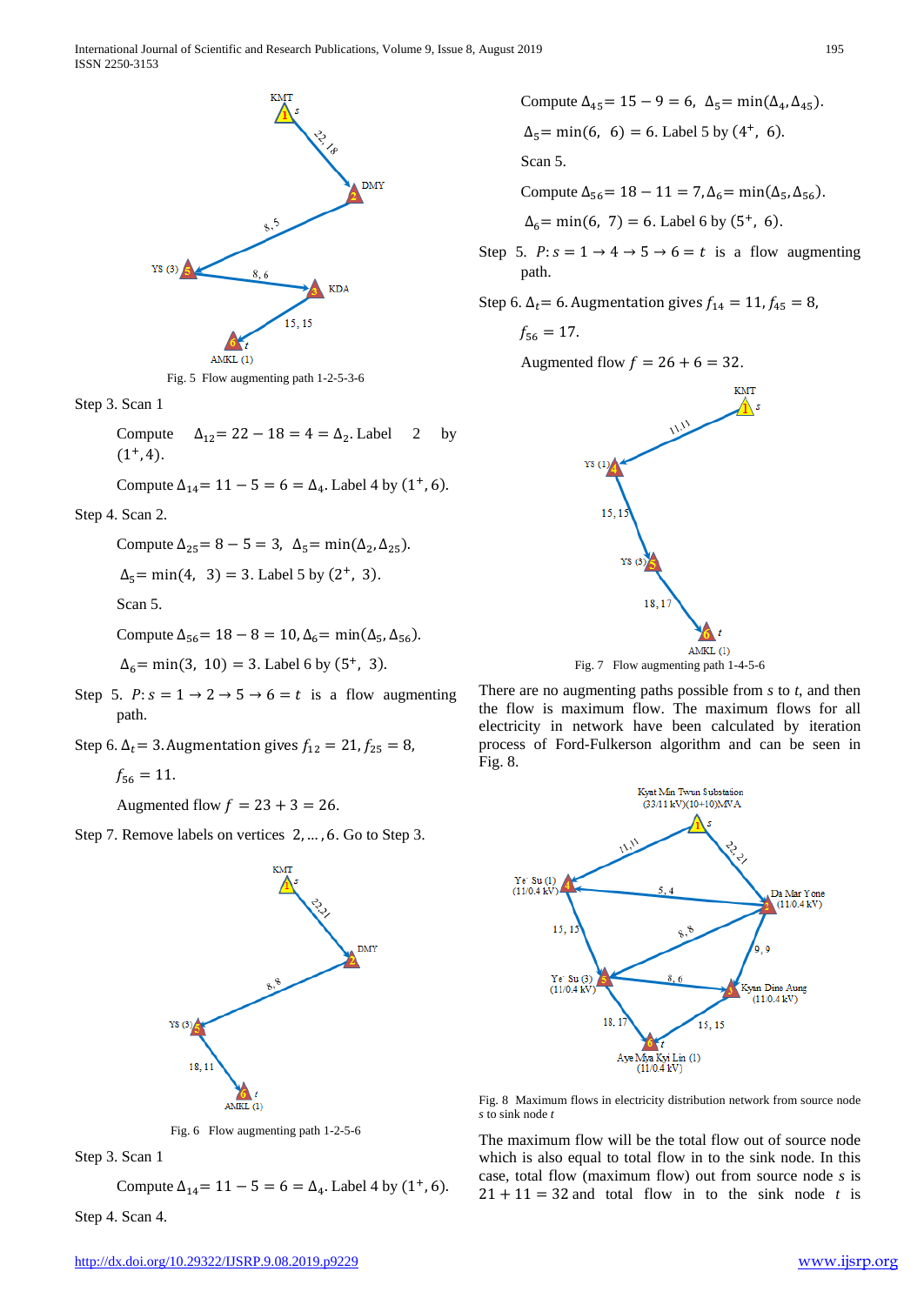Fig. 5 Flow augmenting path 1-2-5-3-6

Step 3. Scan 1

Compute $\Delta_{12} = 22 - 18 = 4 = \Delta_2$. Label 2 by $(1^+, 4)$.

Compute $\Delta_{14} = 11 - 5 = 6 = \Delta_4$. Label 4 by $(1^+, 6)$.

Step 4. Scan 2.

Compute $\Delta_{25} = 8 - 5 = 3$, $\Delta_5 = \min(\Delta_2, \Delta_{25})$.

$\Delta_5 = \min(4, 3) = 3$. Label 5 by $(2^+, 3)$.

Scan 5.

Compute $\Delta_{56} = 18 - 8 = 10$, $\Delta_6 = \min(\Delta_5, \Delta_{56})$.

$\Delta_6 = \min(3, 10) = 3$. Label 6 by $(5^+, 3)$.

Step 5. $P: s = 1 \to 2 \to 5 \to 6 = t$ is a flow augmenting path.

Step 6. $\Delta_t = 3$. Augmentation gives $f_{12} = 21, f_{25} = 8$,

$f_{56} = 11$.

Augmented flow $f = 23 + 3 = 26$.

Step 7. Remove labels on vertices $2, \ldots, 6$. Go to Step 3.

Fig. 6 Flow augmenting path 1-2-5-6

Step 3. Scan 1

Compute $\Delta_{14} = 11 - 5 = 6 = \Delta_4$. Label 4 by $(1^+, 6)$.

Step 4. Scan 4.

Compute $\Delta_{45} = 15 - 9 = 6$, $\Delta_5 = \min(\Delta_4, \Delta_{45})$.

$\Delta_5 = \min(6, 6) = 6$. Label 5 by $(4^+, 6)$.

Scan 5.

Compute $\Delta_{56} = 18 - 11 = 7$, $\Delta_6 = \min(\Delta_5, \Delta_{56})$.

$\Delta_6 = \min(6, 7) = 6$. Label 6 by $(5^+, 6)$.

Step 5. $P: s = 1 \to 4 \to 5 \to 6 = t$ is a flow augmenting path.

Step 6. $\Delta_t = 6$. Augmentation gives $f_{14} = 11, f_{45} = 8$,

$f_{56} = 17$.

Augmented flow $f = 26 + 6 = 32$.

Fig. 7 Flow augmenting path 1-4-5-6

There are no augmenting paths possible from *s* to *t*, and then the flow is maximum flow. The maximum flows for all electricity in network have been calculated by iteration process of Ford-Fulkerson algorithm and can be seen in Fig. 8.

Fig. 8 Maximum flows in electricity distribution network from source node *s* to sink node *t*

The maximum flow will be the total flow out of source node which is also equal to total flow in to the sink node. In this case, total flow (maximum flow) out from source node *s* is $21 + 11 = 32$ and total flow in to the sink node *t* is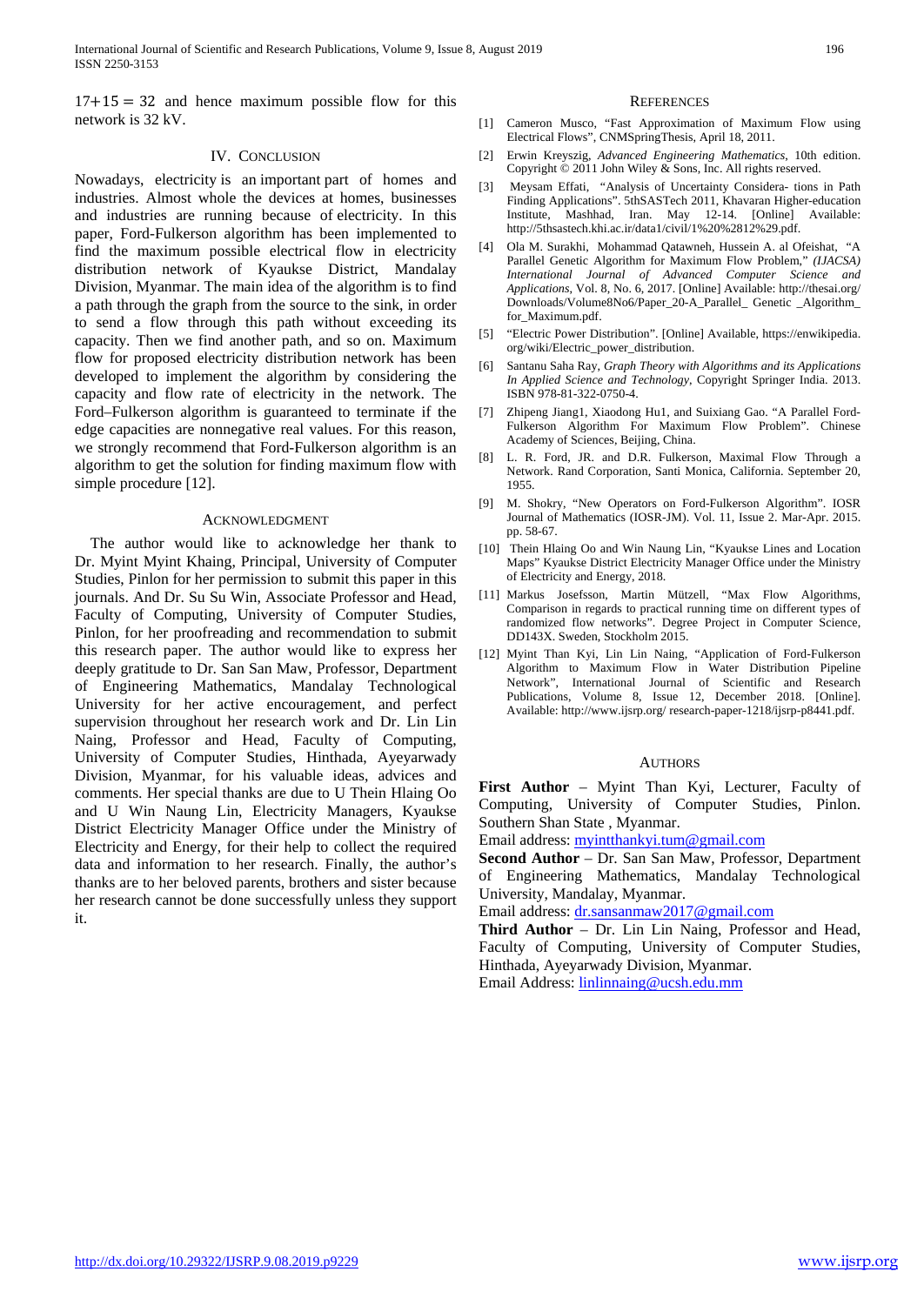$17+15 = 32$ and hence maximum possible flow for this network is 32 kV.

## IV. Conclusion

Nowadays, electricity is an important part of homes and industries. Almost whole the devices at homes, businesses and industries are running because of electricity. In this paper, Ford-Fulkerson algorithm has been implemented to find the maximum possible electrical flow in electricity distribution network of Kyaukse District, Mandalay Division, Myanmar. The main idea of the algorithm is to find a path through the graph from the source to the sink, in order to send a flow through this path without exceeding its capacity. Then we find another path, and so on. Maximum flow for proposed electricity distribution network has been developed to implement the algorithm by considering the capacity and flow rate of electricity in the network. The Ford–Fulkerson algorithm is guaranteed to terminate if the edge capacities are nonnegative real values. For this reason, we strongly recommend that Ford-Fulkerson algorithm is an algorithm to get the solution for finding maximum flow with simple procedure [12].

## Acknowledgment

The author would like to acknowledge her thank to Dr. Myint Myint Khaing, Principal, University of Computer Studies, Pinlon for her permission to submit this paper in this journals. And Dr. Su Su Win, Associate Professor and Head, Faculty of Computing, University of Computer Studies, Pinlon, for her proofreading and recommendation to submit this research paper. The author would like to express her deeply gratitude to Dr. San San Maw, Professor, Department of Engineering Mathematics, Mandalay Technological University for her active encouragement, and perfect supervision throughout her research work and Dr. Lin Lin Naing, Professor and Head, Faculty of Computing, University of Computer Studies, Hinthada, Ayeyarwady Division, Myanmar, for his valuable ideas, advices and comments. Her special thanks are due to U Thein Hlaing Oo and U Win Naung Lin, Electricity Managers, Kyaukse District Electricity Manager Office under the Ministry of Electricity and Energy, for their help to collect the required data and information to her research. Finally, the author's thanks are to her beloved parents, brothers and sister because her research cannot be done successfully unless they support it.

## References

[1] Cameron Musco, "Fast Approximation of Maximum Flow using Electrical Flows", CNMSpringThesis, April 18, 2011.

[2] Erwin Kreyszig, *Advanced Engineering Mathematics*, 10th edition. Copyright © 2011 John Wiley & Sons, Inc. All rights reserved.

[3] Meysam Effati, "Analysis of Uncertainty Considera- tions in Path Finding Applications". 5thSASTech 2011, Khavaran Higher-education Institute, Mashhad, Iran. May 12-14. [Online] Available: http://5thsastech.khi.ac.ir/data1/civil/1%20%2812%29.pdf.

[4] Ola M. Surakhi, Mohammad Qatawneh, Hussein A. al Ofeishat, "A Parallel Genetic Algorithm for Maximum Flow Problem," *(IJACSA) International Journal of Advanced Computer Science and Applications*, Vol. 8, No. 6, 2017. [Online] Available: http://thesai.org/Downloads/Volume8No6/Paper_20-A_Parallel_ Genetic _Algorithm_for_Maximum.pdf.

[5] "Electric Power Distribution". [Online] Available, https://enwikipedia.org/wiki/Electric_power_distribution.

[6] Santanu Saha Ray, *Graph Theory with Algorithms and its Applications In Applied Science and Technology*, Copyright Springer India. 2013. ISBN 978-81-322-0750-4.

[7] Zhipeng Jiang1, Xiaodong Hu1, and Suixiang Gao. "A Parallel Ford-Fulkerson Algorithm For Maximum Flow Problem". Chinese Academy of Sciences, Beijing, China.

[8] L. R. Ford, JR. and D.R. Fulkerson, Maximal Flow Through a Network. Rand Corporation, Santi Monica, California. September 20, 1955.

[9] M. Shokry, "New Operators on Ford-Fulkerson Algorithm". IOSR Journal of Mathematics (IOSR-JM). Vol. 11, Issue 2. Mar-Apr. 2015. pp. 58-67.

[10] Thein Hlaing Oo and Win Naung Lin, "Kyaukse Lines and Location Maps" Kyaukse District Electricity Manager Office under the Ministry of Electricity and Energy, 2018.

[11] Markus Josefsson, Martin Mützell, "Max Flow Algorithms, Comparison in regards to practical running time on different types of randomized flow networks". Degree Project in Computer Science, DD143X. Sweden, Stockholm 2015.

[12] Myint Than Kyi, Lin Lin Naing, "Application of Ford-Fulkerson Algorithm to Maximum Flow in Water Distribution Pipeline Network", International Journal of Scientific and Research Publications, Volume 8, Issue 12, December 2018. [Online]. Available: http://www.ijsrp.org/ research-paper-1218/ijsrp-p8441.pdf.

## Authors

**First Author** – Myint Than Kyi, Lecturer, Faculty of Computing, University of Computer Studies, Pinlon. Southern Shan State , Myanmar.
Email address: myintthankyi.tum@gmail.com

**Second Author** – Dr. San San Maw, Professor, Department of Engineering Mathematics, Mandalay Technological University, Mandalay, Myanmar.
Email address: dr.sansanmaw2017@gmail.com

**Third Author** – Dr. Lin Lin Naing, Professor and Head, Faculty of Computing, University of Computer Studies, Hinthada, Ayeyarwady Division, Myanmar.
Email Address: linlinnaing@ucsh.edu.mm